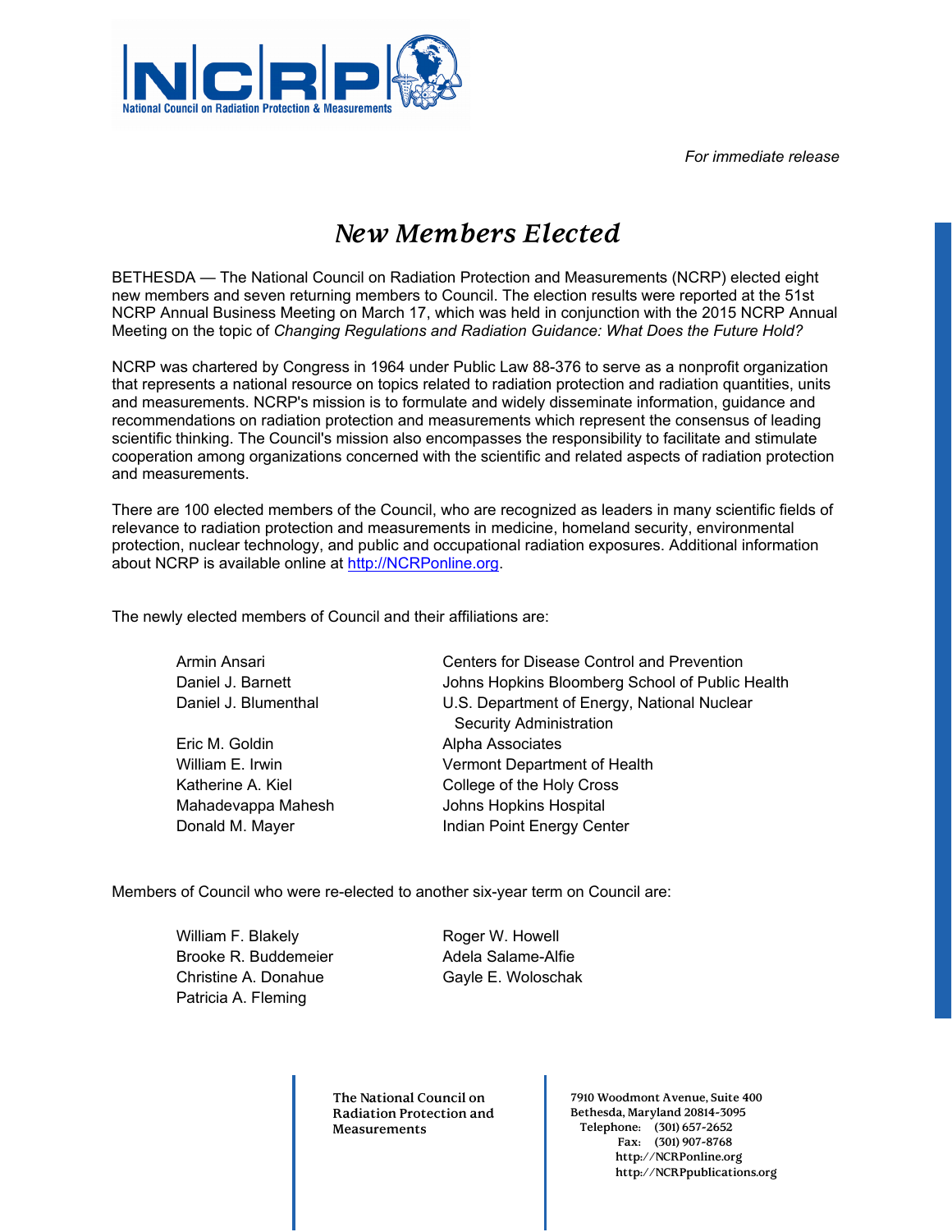*For immediate release*

# *New Members Elected*

BETHESDA — The National Council on Radiation Protection and Measurements (NCRP) elected eight new members and seven returning members to Council. The election results were reported at the 51st NCRP Annual Business Meeting on March 17, which was held in conjunction with the 2015 NCRP Annual Meeting on the topic of *Changing Regulations and Radiation Guidance: What Does the Future Hold?*

NCRP was chartered by Congress in 1964 under Public Law 88-376 to serve as a nonprofit organization that represents a national resource on topics related to radiation protection and radiation quantities, units and measurements. NCRP's mission is to formulate and widely disseminate information, guidance and recommendations on radiation protection and measurements which represent the consensus of leading scientific thinking. The Council's mission also encompasses the responsibility to facilitate and stimulate cooperation among organizations concerned with the scientific and related aspects of radiation protection and measurements.

There are 100 elected members of the Council, who are recognized as leaders in many scientific fields of relevance to radiation protection and measurements in medicine, homeland security, environmental protection, nuclear technology, and public and occupational radiation exposures. Additional information about NCRP is available online at http://NCRPonline.org.

The newly elected members of Council and their affiliations are:

| Name | Affiliation |
|---|---|
| Armin Ansari | Centers for Disease Control and Prevention |
| Daniel J. Barnett | Johns Hopkins Bloomberg School of Public Health |
| Daniel J. Blumenthal | U.S. Department of Energy, National Nuclear Security Administration |
| Eric M. Goldin | Alpha Associates |
| William E. Irwin | Vermont Department of Health |
| Katherine A. Kiel | College of the Holy Cross |
| Mahadevappa Mahesh | Johns Hopkins Hospital |
| Donald M. Mayer | Indian Point Energy Center |

Members of Council who were re-elected to another six-year term on Council are:

- William F. Blakely
- Brooke R. Buddemeier
- Christine A. Donahue
- Patricia A. Fleming
- Roger W. Howell
- Adela Salame-Alfie
- Gayle E. Woloschak

The National Council on Radiation Protection and Measurements

7910 Woodmont Avenue, Suite 400
Bethesda, Maryland 20814-3095
Telephone: (301) 657-2652
Fax: (301) 907-8768
http://NCRPonline.org
http://NCRPpublications.org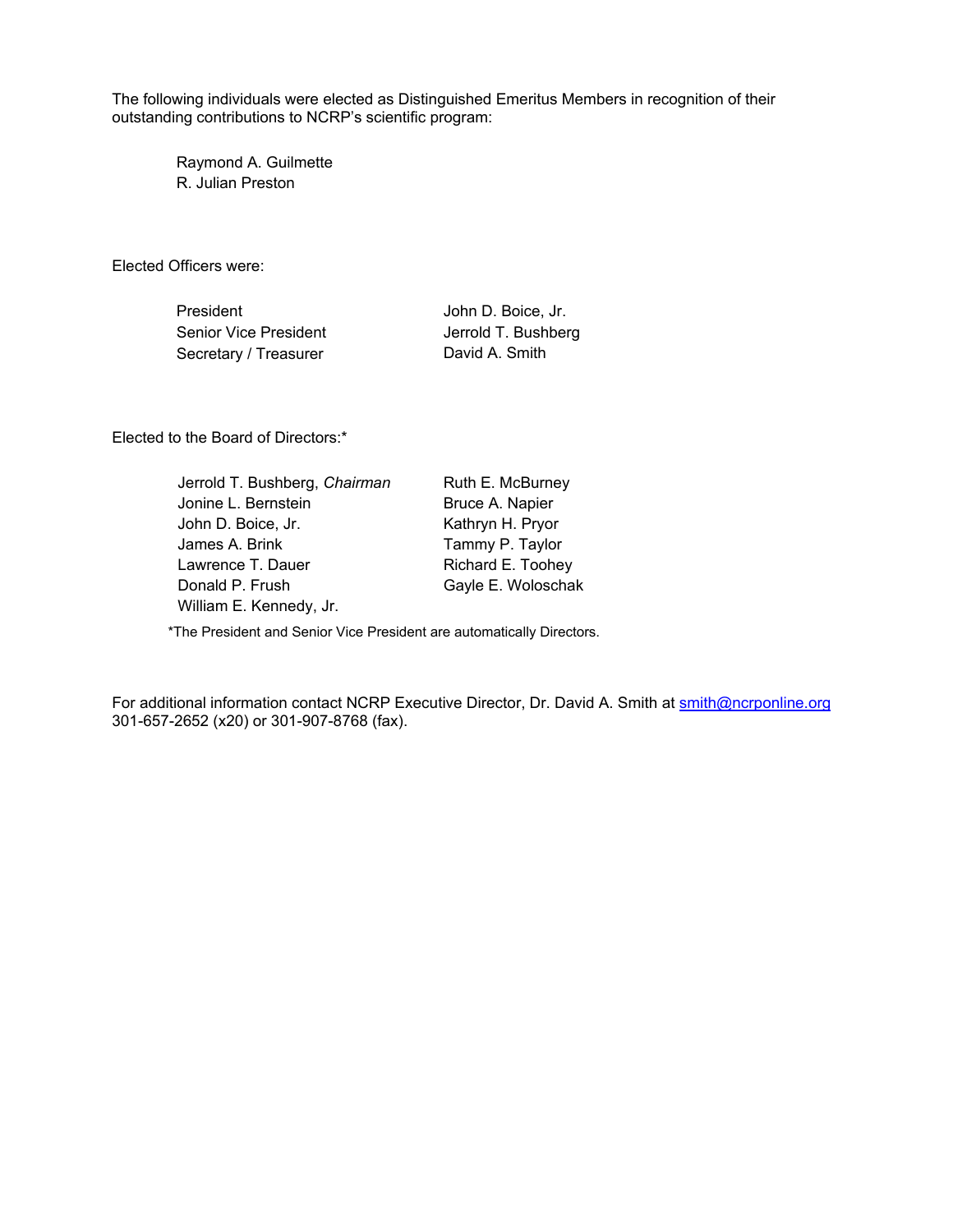The following individuals were elected as Distinguished Emeritus Members in recognition of their outstanding contributions to NCRP's scientific program:

Raymond A. Guilmette
R. Julian Preston

Elected Officers were:

| | |
|---|---|
| President | John D. Boice, Jr. |
| Senior Vice President | Jerrold T. Bushberg |
| Secretary / Treasurer | David A. Smith |

Elected to the Board of Directors:*

| | |
|---|---|
| Jerrold T. Bushberg, *Chairman* | Ruth E. McBurney |
| Jonine L. Bernstein | Bruce A. Napier |
| John D. Boice, Jr. | Kathryn H. Pryor |
| James A. Brink | Tammy P. Taylor |
| Lawrence T. Dauer | Richard E. Toohey |
| Donald P. Frush | Gayle E. Woloschak |
| William E. Kennedy, Jr. | |

*The President and Senior Vice President are automatically Directors.

For additional information contact NCRP Executive Director, Dr. David A. Smith at smith@ncrponline.org 301-657-2652 (x20) or 301-907-8768 (fax).